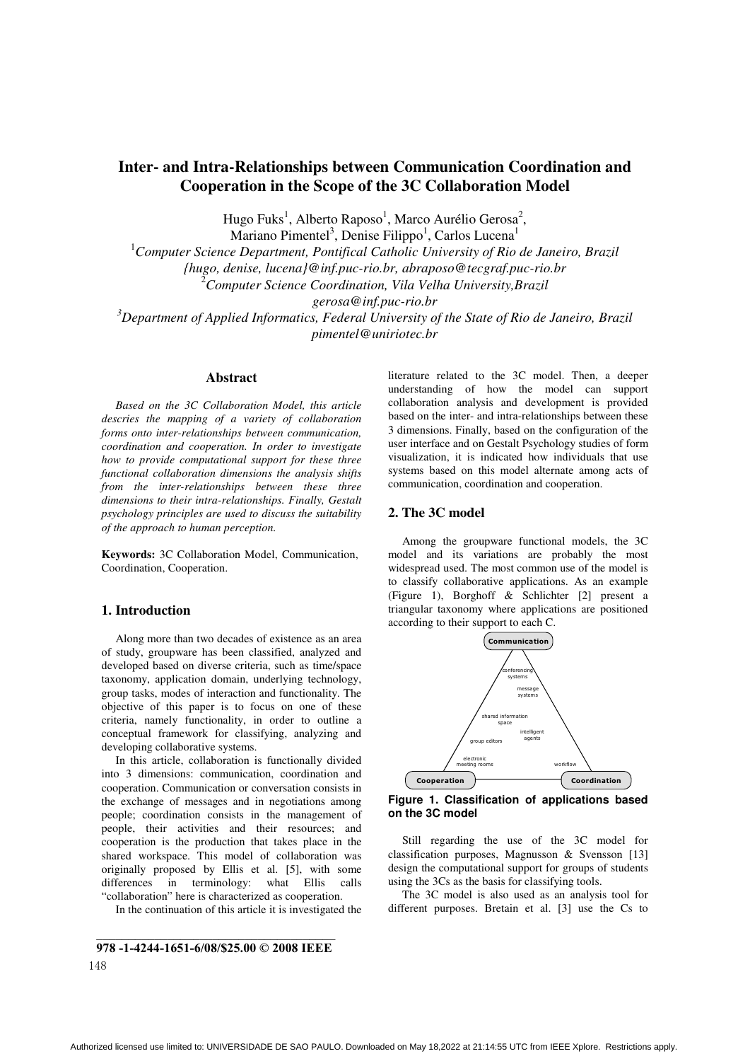# Inter- and Intra-Relationships between Communication Coordination and Cooperation in the Scope of the 3C Collaboration Model

Hugo Fuks[1], Alberto Raposo[1], Marco Aurélio Gerosa[2], Mariano Pimentel[3], Denise Filippo[1], Carlos Lucena[1]

[1]*Computer Science Department, Pontifical Catholic University of Rio de Janeiro, Brazil*
*{hugo, denise, lucena}@inf.puc-rio.br, abraposo@tecgraf.puc-rio.br*
[2]*Computer Science Coordination, Vila Velha University,Brazil*
*gerosa@inf.puc-rio.br*
[3]*Department of Applied Informatics, Federal University of the State of Rio de Janeiro, Brazil*
*pimentel@uniriotec.br*

## Abstract

*Based on the 3C Collaboration Model, this article descries the mapping of a variety of collaboration forms onto inter-relationships between communication, coordination and cooperation. In order to investigate how to provide computational support for these three functional collaboration dimensions the analysis shifts from the inter-relationships between these three dimensions to their intra-relationships. Finally, Gestalt psychology principles are used to discuss the suitability of the approach to human perception.*

**Keywords:** 3C Collaboration Model, Communication, Coordination, Cooperation.

## 1. Introduction

Along more than two decades of existence as an area of study, groupware has been classified, analyzed and developed based on diverse criteria, such as time/space taxonomy, application domain, underlying technology, group tasks, modes of interaction and functionality. The objective of this paper is to focus on one of these criteria, namely functionality, in order to outline a conceptual framework for classifying, analyzing and developing collaborative systems.

In this article, collaboration is functionally divided into 3 dimensions: communication, coordination and cooperation. Communication or conversation consists in the exchange of messages and in negotiations among people; coordination consists in the management of people, their activities and their resources; and cooperation is the production that takes place in the shared workspace. This model of collaboration was originally proposed by Ellis et al. [5], with some differences in terminology: what Ellis calls "collaboration" here is characterized as cooperation.

In the continuation of this article it is investigated the literature related to the 3C model. Then, a deeper understanding of how the model can support collaboration analysis and development is provided based on the inter- and intra-relationships between these 3 dimensions. Finally, based on the configuration of the user interface and on Gestalt Psychology studies of form visualization, it is indicated how individuals that use systems based on this model alternate among acts of communication, coordination and cooperation.

## 2. The 3C model

Among the groupware functional models, the 3C model and its variations are probably the most widespread used. The most common use of the model is to classify collaborative applications. As an example (Figure 1), Borghoff & Schlichter [2] present a triangular taxonomy where applications are positioned according to their support to each C.

**Figure 1. Classification of applications based on the 3C model**

Still regarding the use of the 3C model for classification purposes, Magnusson & Svensson [13] design the computational support for groups of students using the 3Cs as the basis for classifying tools.

The 3C model is also used as an analysis tool for different purposes. Bretain et al. [3] use the Cs to

978 -1-4244-1651-6/08/$25.00 © 2008 IEEE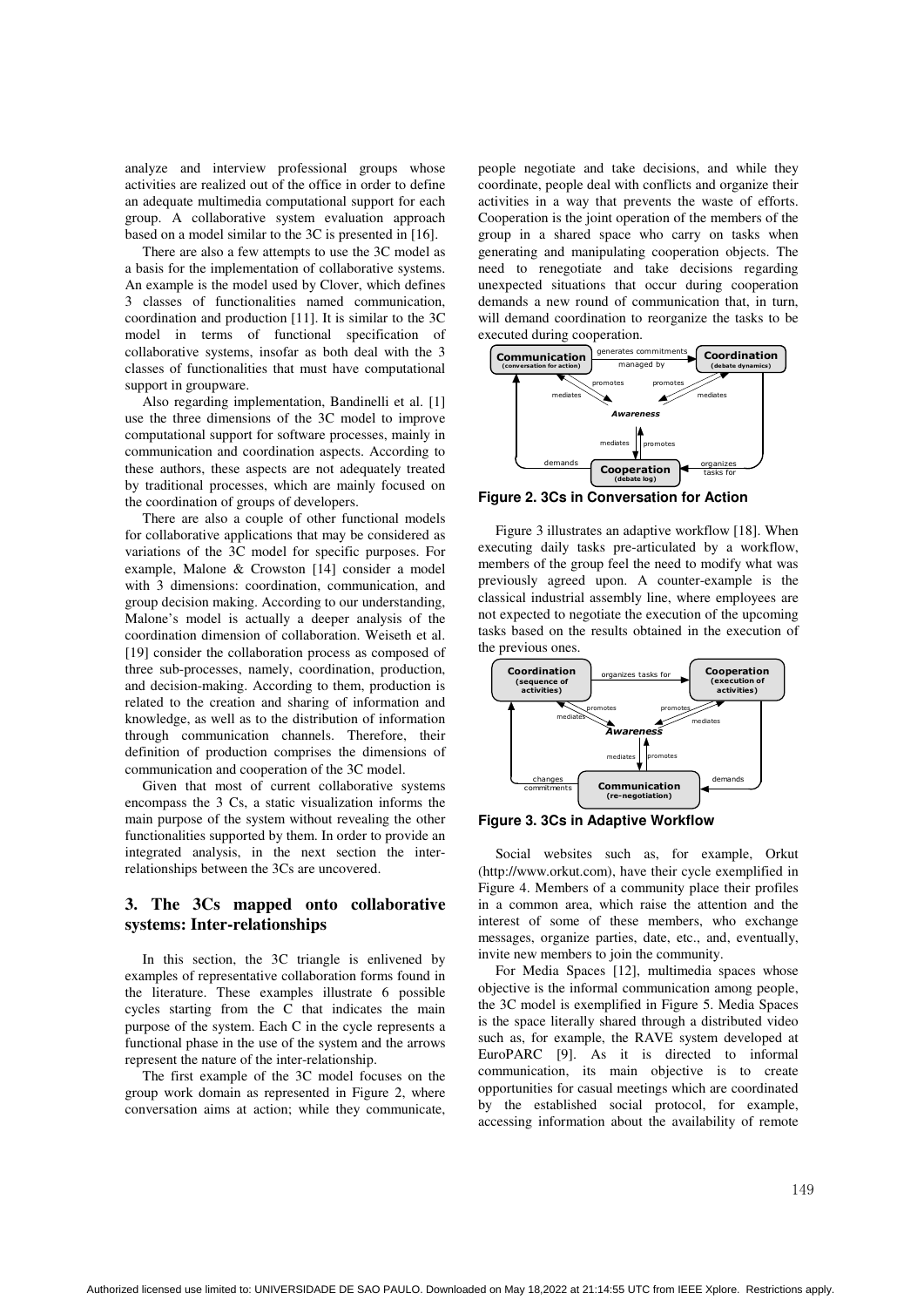analyze and interview professional groups whose activities are realized out of the office in order to define an adequate multimedia computational support for each group. A collaborative system evaluation approach based on a model similar to the 3C is presented in [16].

There are also a few attempts to use the 3C model as a basis for the implementation of collaborative systems. An example is the model used by Clover, which defines 3 classes of functionalities named communication, coordination and production [11]. It is similar to the 3C model in terms of functional specification of collaborative systems, insofar as both deal with the 3 classes of functionalities that must have computational support in groupware.

Also regarding implementation, Bandinelli et al. [1] use the three dimensions of the 3C model to improve computational support for software processes, mainly in communication and coordination aspects. According to these authors, these aspects are not adequately treated by traditional processes, which are mainly focused on the coordination of groups of developers.

There are also a couple of other functional models for collaborative applications that may be considered as variations of the 3C model for specific purposes. For example, Malone & Crowston [14] consider a model with 3 dimensions: coordination, communication, and group decision making. According to our understanding, Malone's model is actually a deeper analysis of the coordination dimension of collaboration. Weiseth et al. [19] consider the collaboration process as composed of three sub-processes, namely, coordination, production, and decision-making. According to them, production is related to the creation and sharing of information and knowledge, as well as to the distribution of information through communication channels. Therefore, their definition of production comprises the dimensions of communication and cooperation of the 3C model.

Given that most of current collaborative systems encompass the 3 Cs, a static visualization informs the main purpose of the system without revealing the other functionalities supported by them. In order to provide an integrated analysis, in the next section the inter-relationships between the 3Cs are uncovered.

## 3. The 3Cs mapped onto collaborative systems: Inter-relationships

In this section, the 3C triangle is enlivened by examples of representative collaboration forms found in the literature. These examples illustrate 6 possible cycles starting from the C that indicates the main purpose of the system. Each C in the cycle represents a functional phase in the use of the system and the arrows represent the nature of the inter-relationship.

The first example of the 3C model focuses on the group work domain as represented in Figure 2, where conversation aims at action; while they communicate, people negotiate and take decisions, and while they coordinate, people deal with conflicts and organize their activities in a way that prevents the waste of efforts. Cooperation is the joint operation of the members of the group in a shared space who carry on tasks when generating and manipulating cooperation objects. The need to renegotiate and take decisions regarding unexpected situations that occur during cooperation demands a new round of communication that, in turn, will demand coordination to reorganize the tasks to be executed during cooperation.

**Figure 2. 3Cs in Conversation for Action**

Figure 3 illustrates an adaptive workflow [18]. When executing daily tasks pre-articulated by a workflow, members of the group feel the need to modify what was previously agreed upon. A counter-example is the classical industrial assembly line, where employees are not expected to negotiate the execution of the upcoming tasks based on the results obtained in the execution of the previous ones.

**Figure 3. 3Cs in Adaptive Workflow**

Social websites such as, for example, Orkut (http://www.orkut.com), have their cycle exemplified in Figure 4. Members of a community place their profiles in a common area, which raise the attention and the interest of some of these members, who exchange messages, organize parties, date, etc., and, eventually, invite new members to join the community.

For Media Spaces [12], multimedia spaces whose objective is the informal communication among people, the 3C model is exemplified in Figure 5. Media Spaces is the space literally shared through a distributed video such as, for example, the RAVE system developed at EuroPARC [9]. As it is directed to informal communication, its main objective is to create opportunities for casual meetings which are coordinated by the established social protocol, for example, accessing information about the availability of remote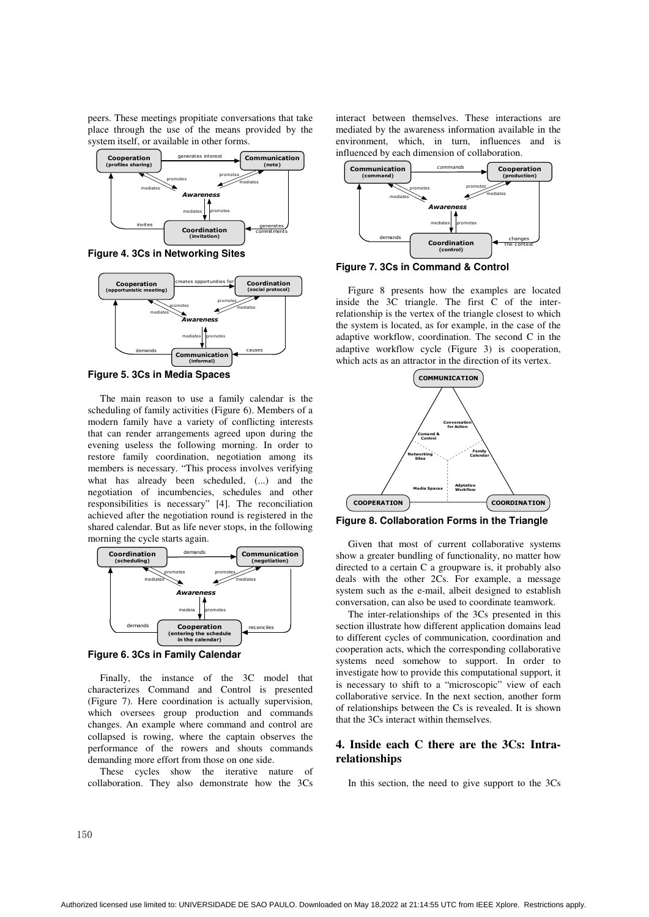peers. These meetings propitiate conversations that take place through the use of the means provided by the system itself, or available in other forms.

**Figure 4. 3Cs in Networking Sites**

**Figure 5. 3Cs in Media Spaces**

The main reason to use a family calendar is the scheduling of family activities (Figure 6). Members of a modern family have a variety of conflicting interests that can render arrangements agreed upon during the evening useless the following morning. In order to restore family coordination, negotiation among its members is necessary. "This process involves verifying what has already been scheduled, (...) and the negotiation of incumbencies, schedules and other responsibilities is necessary" [4]. The reconciliation achieved after the negotiation round is registered in the shared calendar. But as life never stops, in the following morning the cycle starts again.

**Figure 6. 3Cs in Family Calendar**

Finally, the instance of the 3C model that characterizes Command and Control is presented (Figure 7). Here coordination is actually supervision, which oversees group production and commands changes. An example where command and control are collapsed is rowing, where the captain observes the performance of the rowers and shouts commands demanding more effort from those on one side.

These cycles show the iterative nature of collaboration. They also demonstrate how the 3Cs interact between themselves. These interactions are mediated by the awareness information available in the environment, which, in turn, influences and is influenced by each dimension of collaboration.

**Figure 7. 3Cs in Command & Control**

Figure 8 presents how the examples are located inside the 3C triangle. The first C of the inter-relationship is the vertex of the triangle closest to which the system is located, as for example, in the case of the adaptive workflow, coordination. The second C in the adaptive workflow cycle (Figure 3) is cooperation, which acts as an attractor in the direction of its vertex.

**Figure 8. Collaboration Forms in the Triangle**

Given that most of current collaborative systems show a greater bundling of functionality, no matter how directed to a certain C a groupware is, it probably also deals with the other 2Cs. For example, a message system such as the e-mail, albeit designed to establish conversation, can also be used to coordinate teamwork.

The inter-relationships of the 3Cs presented in this section illustrate how different application domains lead to different cycles of communication, coordination and cooperation acts, which the corresponding collaborative systems need somehow to support. In order to investigate how to provide this computational support, it is necessary to shift to a "microscopic" view of each collaborative service. In the next section, another form of relationships between the Cs is revealed. It is shown that the 3Cs interact within themselves.

## 4. Inside each C there are the 3Cs: Intra-relationships

In this section, the need to give support to the 3Cs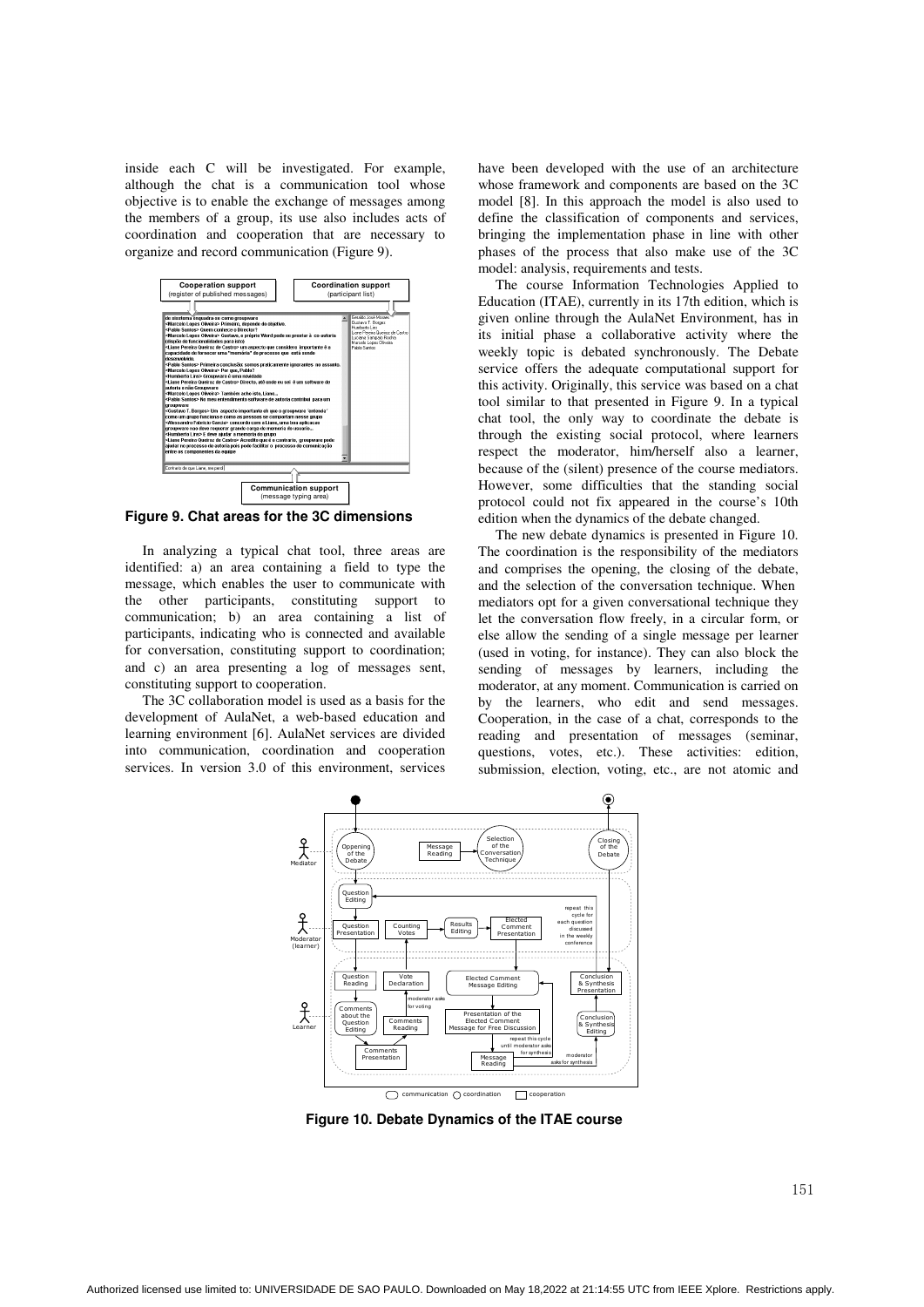inside each C will be investigated. For example, although the chat is a communication tool whose objective is to enable the exchange of messages among the members of a group, its use also includes acts of coordination and cooperation that are necessary to organize and record communication (Figure 9).

**Figure 9. Chat areas for the 3C dimensions**

In analyzing a typical chat tool, three areas are identified: a) an area containing a field to type the message, which enables the user to communicate with the other participants, constituting support to communication; b) an area containing a list of participants, indicating who is connected and available for conversation, constituting support to coordination; and c) an area presenting a log of messages sent, constituting support to cooperation.

The 3C collaboration model is used as a basis for the development of AulaNet, a web-based education and learning environment [6]. AulaNet services are divided into communication, coordination and cooperation services. In version 3.0 of this environment, services have been developed with the use of an architecture whose framework and components are based on the 3C model [8]. In this approach the model is also used to define the classification of components and services, bringing the implementation phase in line with other phases of the process that also make use of the 3C model: analysis, requirements and tests.

The course Information Technologies Applied to Education (ITAE), currently in its 17th edition, which is given online through the AulaNet Environment, has in its initial phase a collaborative activity where the weekly topic is debated synchronously. The Debate service offers the adequate computational support for this activity. Originally, this service was based on a chat tool similar to that presented in Figure 9. In a typical chat tool, the only way to coordinate the debate is through the existing social protocol, where learners respect the moderator, him/herself also a learner, because of the (silent) presence of the course mediators. However, some difficulties that the standing social protocol could not fix appeared in the course's 10th edition when the dynamics of the debate changed.

The new debate dynamics is presented in Figure 10. The coordination is the responsibility of the mediators and comprises the opening, the closing of the debate, and the selection of the conversation technique. When mediators opt for a given conversational technique they let the conversation flow freely, in a circular form, or else allow the sending of a single message per learner (used in voting, for instance). They can also block the sending of messages by learners, including the moderator, at any moment. Communication is carried on by the learners, who edit and send messages. Cooperation, in the case of a chat, corresponds to the reading and presentation of messages (seminar, questions, votes, etc.). These activities: edition, submission, election, voting, etc., are not atomic and

**Figure 10. Debate Dynamics of the ITAE course**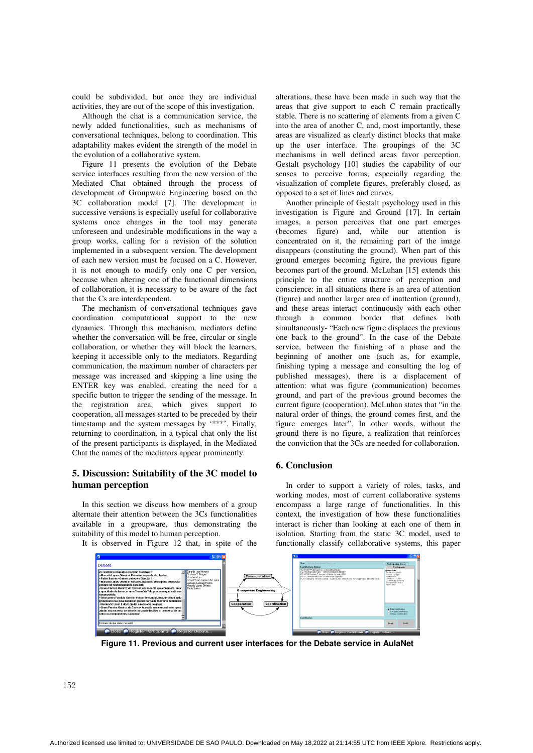could be subdivided, but once they are individual activities, they are out of the scope of this investigation.

Although the chat is a communication service, the newly added functionalities, such as mechanisms of conversational techniques, belong to coordination. This adaptability makes evident the strength of the model in the evolution of a collaborative system.

Figure 11 presents the evolution of the Debate service interfaces resulting from the new version of the Mediated Chat obtained through the process of development of Groupware Engineering based on the 3C collaboration model [7]. The development in successive versions is especially useful for collaborative systems once changes in the tool may generate unforeseen and undesirable modifications in the way a group works, calling for a revision of the solution implemented in a subsequent version. The development of each new version must be focused on a C. However, it is not enough to modify only one C per version, because when altering one of the functional dimensions of collaboration, it is necessary to be aware of the fact that the Cs are interdependent.

The mechanism of conversational techniques gave coordination computational support to the new dynamics. Through this mechanism, mediators define whether the conversation will be free, circular or single collaboration, or whether they will block the learners, keeping it accessible only to the mediators. Regarding communication, the maximum number of characters per message was increased and skipping a line using the ENTER key was enabled, creating the need for a specific button to trigger the sending of the message. In the registration area, which gives support to cooperation, all messages started to be preceded by their timestamp and the system messages by '***'. Finally, returning to coordination, in a typical chat only the list of the present participants is displayed, in the Mediated Chat the names of the mediators appear prominently.

## 5. Discussion: Suitability of the 3C model to human perception

In this section we discuss how members of a group alternate their attention between the 3Cs functionalities available in a groupware, thus demonstrating the suitability of this model to human perception.

It is observed in Figure 12 that, in spite of the alterations, these have been made in such way that the areas that give support to each C remain practically stable. There is no scattering of elements from a given C into the area of another C, and, most importantly, these areas are visualized as clearly distinct blocks that make up the user interface. The groupings of the 3C mechanisms in well defined areas favor perception. Gestalt psychology [10] studies the capability of our senses to perceive forms, especially regarding the visualization of complete figures, preferably closed, as opposed to a set of lines and curves.

Another principle of Gestalt psychology used in this investigation is Figure and Ground [17]. In certain images, a person perceives that one part emerges (becomes figure) and, while our attention is concentrated on it, the remaining part of the image disappears (constituting the ground). When part of this ground emerges becoming figure, the previous figure becomes part of the ground. McLuhan [15] extends this principle to the entire structure of perception and conscience: in all situations there is an area of attention (figure) and another larger area of inattention (ground), and these areas interact continuously with each other through a common border that defines both simultaneously- "Each new figure displaces the previous one back to the ground". In the case of the Debate service, between the finishing of a phase and the beginning of another one (such as, for example, finishing typing a message and consulting the log of published messages), there is a displacement of attention: what was figure (communication) becomes ground, and part of the previous ground becomes the current figure (cooperation). McLuhan states that "in the natural order of things, the ground comes first, and the figure emerges later". In other words, without the ground there is no figure, a realization that reinforces the conviction that the 3Cs are needed for collaboration.

## 6. Conclusion

In order to support a variety of roles, tasks, and working modes, most of current collaborative systems encompass a large range of functionalities. In this context, the investigation of how these functionalities interact is richer than looking at each one of them in isolation. Starting from the static 3C model, used to functionally classify collaborative systems, this paper

Communication

Groupware Engineering

Cooperation

Coordination

**Figure 11. Previous and current user interfaces for the Debate service in AulaNet**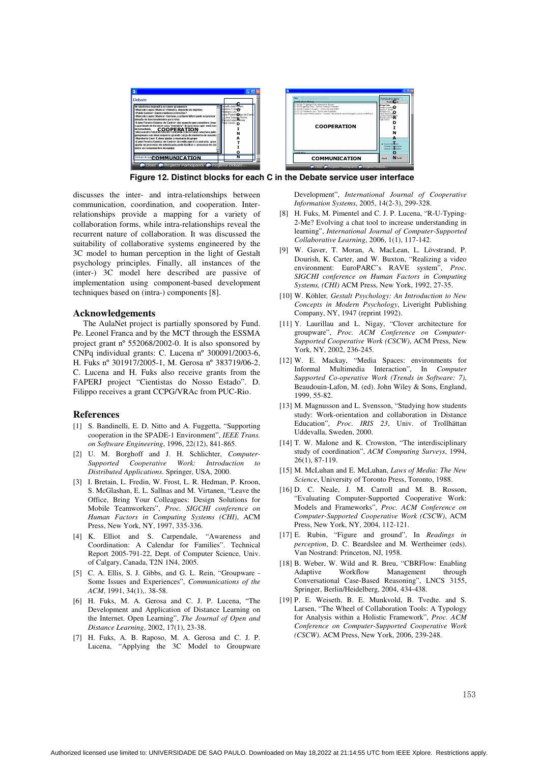Figure 12. Distinct blocks for each C in the Debate service user interface

discusses the inter- and intra-relationships between communication, coordination, and cooperation. Inter-relationships provide a mapping for a variety of collaboration forms, while intra-relationships reveal the recurrent nature of collaboration. It was discussed the suitability of collaborative systems engineered by the 3C model to human perception in the light of Gestalt psychology principles. Finally, all instances of the (inter-) 3C model here described are passive of implementation using component-based development techniques based on (intra-) components [8].

## Acknowledgements

The AulaNet project is partially sponsored by Fund. Pe. Leonel Franca and by the MCT through the ESSMA project grant nº 552068/2002-0. It is also sponsored by CNPq individual grants: C. Lucena nº 300091/2003-6, H. Fuks nº 301917/2005-1, M. Gerosa nº 383719/06-2. C. Lucena and H. Fuks also receive grants from the FAPERJ project "Cientistas do Nosso Estado". D. Filippo receives a grant CCPG/VRAc from PUC-Rio.

## References

[1] S. Bandinelli, E. D. Nitto and A. Fuggetta, "Supporting cooperation in the SPADE-1 Environment", *IEEE Trans. on Software Engineering*, 1996, 22(12), 841-865.

[2] U. M. Borghoff and J. H. Schlichter, *Computer-Supported Cooperative Work: Introduction to Distributed Applications*. Springer, USA, 2000.

[3] I. Bretain, L. Fredin, W. Frost, L. R. Hedman, P. Kroon, S. McGlashan, E. L. Sallnas and M. Virtanen, "Leave the Office, Bring Your Colleagues: Design Solutions for Mobile Teamworkers", *Proc. SIGCHI conference on Human Factors in Computing Systems (CHI)*, ACM Press, New York, NY, 1997, 335-336.

[4] K. Elliot and S. Carpendale, "Awareness and Coordination: A Calendar for Families". Technical Report 2005-791-22, Dept. of Computer Science, Univ. of Calgary, Canada, T2N 1N4, 2005.

[5] C. A. Ellis, S. J. Gibbs, and G. L. Rein, "Groupware - Some Issues and Experiences", *Communications of the ACM*, 1991, 34(1),. 38-58.

[6] H. Fuks, M. A. Gerosa and C. J. P. Lucena, "The Development and Application of Distance Learning on the Internet. Open Learning", *The Journal of Open and Distance Learning*, 2002, 17(1), 23-38.

[7] H. Fuks, A. B. Raposo, M. A. Gerosa and C. J. P. Lucena, "Applying the 3C Model to Groupware Development", *International Journal of Cooperative Information Systems*, 2005, 14(2-3), 299-328.

[8] H. Fuks, M. Pimentel and C. J. P. Lucena, "R-U-Typing-2-Me? Evolving a chat tool to increase understanding in learning", *International Journal of Computer-Supported Collaborative Learning*, 2006, 1(1), 117-142.

[9] W. Gaver, T. Moran, A. MacLean, L. Lövstrand, P. Dourish, K. Carter, and W. Buxton, "Realizing a video environment: EuroPARC's RAVE system", *Proc. SIGCHI conference on Human Factors in Computing Systems, (CHI)* ACM Press, New York, 1992, 27-35.

[10] W. Köhler, *Gestalt Psychology: An Introduction to New Concepts in Modern Psychology*, Liveright Publishing Company, NY, 1947 (reprint 1992).

[11] Y. Laurillau and L. Nigay, "Clover architecture for groupware", *Proc. ACM Conference on Computer-Supported Cooperative Work (CSCW)*, ACM Press, New York, NY, 2002, 236-245.

[12] W. E. Mackay, "Media Spaces: environments for Informal Multimedia Interaction", In *Computer Supported Co-operative Work (Trends in Software: 7)*, Beaudouin-Lafon, M. (ed). John Wiley & Sons, England, 1999, 55-82.

[13] M. Magnusson and L. Svensson, "Studying how students study: Work-orientation and collaboration in Distance Education", *Proc. IRIS 23*, Univ. of Trollhättan Uddevalla, Sweden, 2000.

[14] T. W. Malone and K. Crowston, "The interdisciplinary study of coordination", *ACM Computing Surveys*, 1994, 26(1), 87-119.

[15] M. McLuhan and E. McLuhan, *Laws of Media: The New Science*, University of Toronto Press, Toronto, 1988.

[16] D. C. Neale, J. M. Carroll and M. B. Rosson, "Evaluating Computer-Supported Cooperative Work: Models and Frameworks", *Proc. ACM Conference on Computer-Supported Cooperative Work (CSCW)*, ACM Press, New York, NY, 2004, 112-121.

[17] E. Rubin, "Figure and ground", In *Readings in perception*, D. C. Beardslee and M. Wertheimer (eds). Van Nostrand: Princeton, NJ, 1958.

[18] B. Weber, W. Wild and R. Breu, "CBRFlow: Enabling Adaptive Workflow Management through Conversational Case-Based Reasoning", LNCS 3155, Springer, Berlin/Heidelberg, 2004, 434-438.

[19] P. E. Weiseth, B. E. Munkvold, B. Tvedte. and S. Larsen, "The Wheel of Collaboration Tools: A Typology for Analysis within a Holistic Framework", *Proc. ACM Conference on Computer-Supported Cooperative Work (CSCW)*. ACM Press, New York, 2006, 239-248.